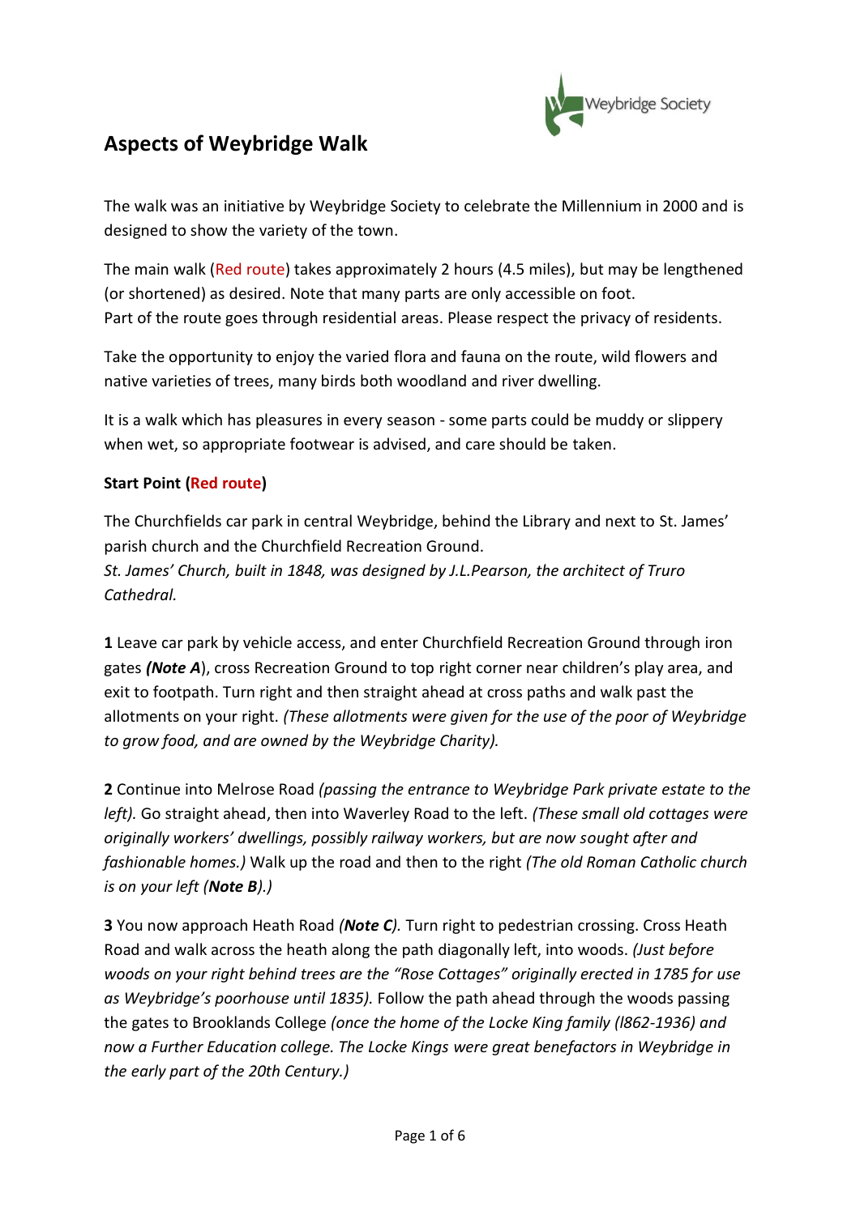Weybridge Society

# Aspects of Weybridge Walk

The walk was an initiative by Weybridge Society to celebrate the Millennium in 2000 and is designed to show the variety of the town.

The main walk (Red route) takes approximately 2 hours (4.5 miles), but may be lengthened (or shortened) as desired. Note that many parts are only accessible on foot.
Part of the route goes through residential areas. Please respect the privacy of residents.

Take the opportunity to enjoy the varied flora and fauna on the route, wild flowers and native varieties of trees, many birds both woodland and river dwelling.

It is a walk which has pleasures in every season - some parts could be muddy or slippery when wet, so appropriate footwear is advised, and care should be taken.

**Start Point (Red route)**

The Churchfields car park in central Weybridge, behind the Library and next to St. James' parish church and the Churchfield Recreation Ground.
*St. James' Church, built in 1848, was designed by J.L.Pearson, the architect of Truro Cathedral.*

**1** Leave car park by vehicle access, and enter Churchfield Recreation Ground through iron gates ***(Note A***), cross Recreation Ground to top right corner near children's play area, and exit to footpath. Turn right and then straight ahead at cross paths and walk past the allotments on your right. *(These allotments were given for the use of the poor of Weybridge to grow food, and are owned by the Weybridge Charity).*

**2** Continue into Melrose Road *(passing the entrance to Weybridge Park private estate to the left).* Go straight ahead, then into Waverley Road to the left. *(These small old cottages were originally workers' dwellings, possibly railway workers, but are now sought after and fashionable homes.)* Walk up the road and then to the right *(The old Roman Catholic church is on your left (**Note B**).)*

**3** You now approach Heath Road *(**Note C**).* Turn right to pedestrian crossing. Cross Heath Road and walk across the heath along the path diagonally left, into woods. *(Just before woods on your right behind trees are the "Rose Cottages" originally erected in 1785 for use as Weybridge's poorhouse until 1835).* Follow the path ahead through the woods passing the gates to Brooklands College *(once the home of the Locke King family (l862-1936) and now a Further Education college. The Locke Kings were great benefactors in Weybridge in the early part of the 20th Century.)*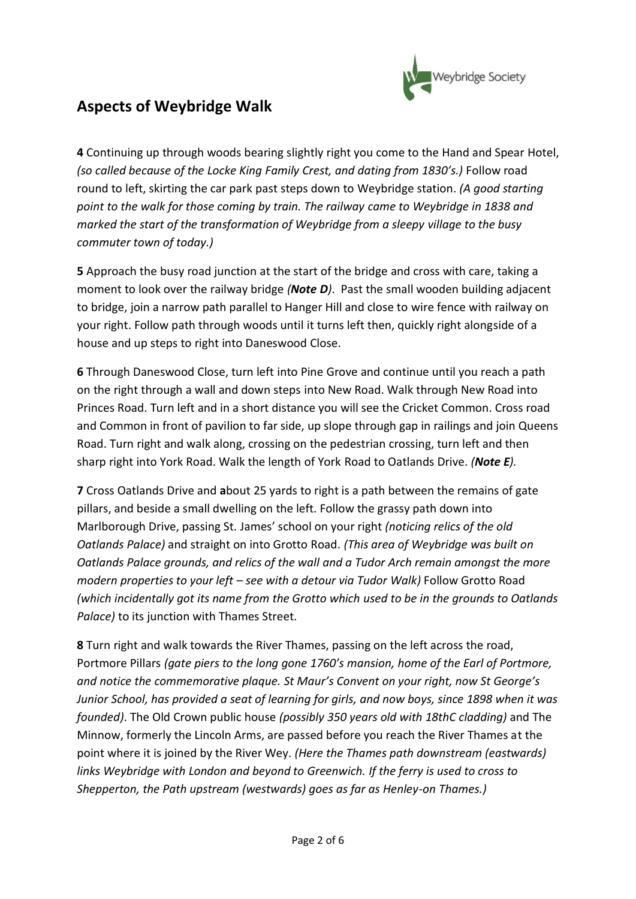# Aspects of Weybridge Walk

**4** Continuing up through woods bearing slightly right you come to the Hand and Spear Hotel, *(so called because of the Locke King Family Crest, and dating from 1830's.)* Follow road round to left, skirting the car park past steps down to Weybridge station. *(A good starting point to the walk for those coming by train. The railway came to Weybridge in 1838 and marked the start of the transformation of Weybridge from a sleepy village to the busy commuter town of today.)*

**5** Approach the busy road junction at the start of the bridge and cross with care, taking a moment to look over the railway bridge *(**Note D**)*. Past the small wooden building adjacent to bridge, join a narrow path parallel to Hanger Hill and close to wire fence with railway on your right. Follow path through woods until it turns left then, quickly right alongside of a house and up steps to right into Daneswood Close.

**6** Through Daneswood Close, turn left into Pine Grove and continue until you reach a path on the right through a wall and down steps into New Road. Walk through New Road into Princes Road. Turn left and in a short distance you will see the Cricket Common. Cross road and Common in front of pavilion to far side, up slope through gap in railings and join Queens Road. Turn right and walk along, crossing on the pedestrian crossing, turn left and then sharp right into York Road. Walk the length of York Road to Oatlands Drive. *(**Note E**).*

**7** Cross Oatlands Drive and **a**bout 25 yards to right is a path between the remains of gate pillars, and beside a small dwelling on the left. Follow the grassy path down into Marlborough Drive, passing St. James' school on your right *(noticing relics of the old Oatlands Palace)* and straight on into Grotto Road. *(This area of Weybridge was built on Oatlands Palace grounds, and relics of the wall and a Tudor Arch remain amongst the more modern properties to your left – see with a detour via Tudor Walk)* Follow Grotto Road *(which incidentally got its name from the Grotto which used to be in the grounds to Oatlands Palace)* to its junction with Thames Street.

**8** Turn right and walk towards the River Thames, passing on the left across the road, Portmore Pillars *(gate piers to the long gone 1760's mansion, home of the Earl of Portmore, and notice the commemorative plaque. St Maur's Convent on your right, now St George's Junior School, has provided a seat of learning for girls, and now boys, since 1898 when it was founded)*. The Old Crown public house *(possibly 350 years old with 18thC cladding)* and The Minnow, formerly the Lincoln Arms, are passed before you reach the River Thames at the point where it is joined by the River Wey. *(Here the Thames path downstream (eastwards) links Weybridge with London and beyond to Greenwich. If the ferry is used to cross to Shepperton, the Path upstream (westwards) goes as far as Henley-on Thames.)*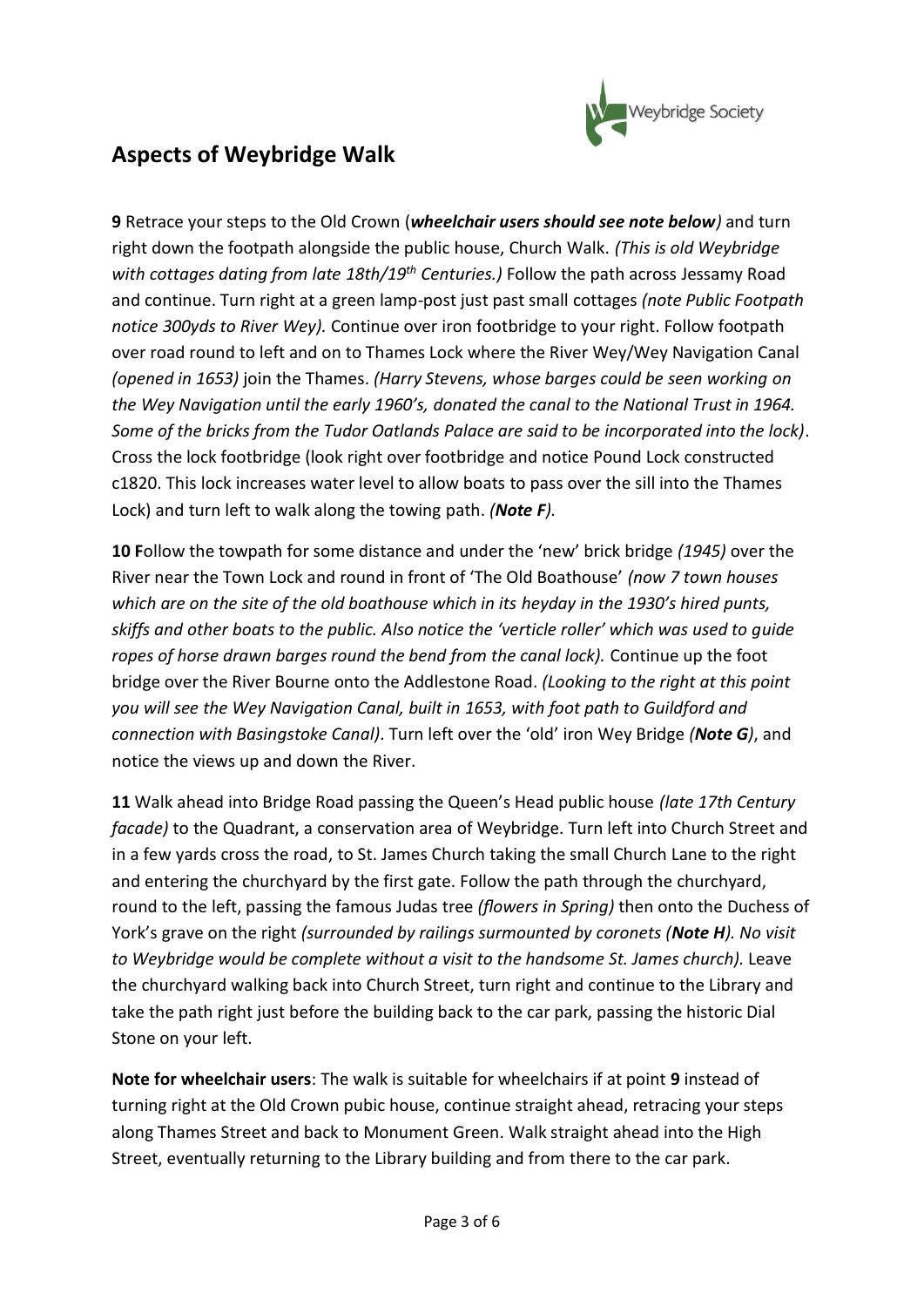# Aspects of Weybridge Walk

**9** Retrace your steps to the Old Crown (***wheelchair users should see note below***) and turn right down the footpath alongside the public house, Church Walk. *(This is old Weybridge with cottages dating from late 18th/19th Centuries.)* Follow the path across Jessamy Road and continue. Turn right at a green lamp-post just past small cottages *(note Public Footpath notice 300yds to River Wey).* Continue over iron footbridge to your right. Follow footpath over road round to left and on to Thames Lock where the River Wey/Wey Navigation Canal *(opened in 1653)* join the Thames. *(Harry Stevens, whose barges could be seen working on the Wey Navigation until the early 1960's, donated the canal to the National Trust in 1964. Some of the bricks from the Tudor Oatlands Palace are said to be incorporated into the lock)*. Cross the lock footbridge (look right over footbridge and notice Pound Lock constructed c1820. This lock increases water level to allow boats to pass over the sill into the Thames Lock) and turn left to walk along the towing path. *(**Note F**).*

**10 F**ollow the towpath for some distance and under the 'new' brick bridge *(1945)* over the River near the Town Lock and round in front of 'The Old Boathouse' *(now 7 town houses which are on the site of the old boathouse which in its heyday in the 1930's hired punts, skiffs and other boats to the public. Also notice the 'verticle roller' which was used to guide ropes of horse drawn barges round the bend from the canal lock).* Continue up the foot bridge over the River Bourne onto the Addlestone Road. *(Looking to the right at this point you will see the Wey Navigation Canal, built in 1653, with foot path to Guildford and connection with Basingstoke Canal)*. Turn left over the 'old' iron Wey Bridge *(**Note G**)*, and notice the views up and down the River.

**11** Walk ahead into Bridge Road passing the Queen's Head public house *(late 17th Century facade)* to the Quadrant, a conservation area of Weybridge. Turn left into Church Street and in a few yards cross the road, to St. James Church taking the small Church Lane to the right and entering the churchyard by the first gate. Follow the path through the churchyard, round to the left, passing the famous Judas tree *(flowers in Spring)* then onto the Duchess of York's grave on the right *(surrounded by railings surmounted by coronets (**Note H**). No visit to Weybridge would be complete without a visit to the handsome St. James church).* Leave the churchyard walking back into Church Street, turn right and continue to the Library and take the path right just before the building back to the car park, passing the historic Dial Stone on your left.

**Note for wheelchair users**: The walk is suitable for wheelchairs if at point **9** instead of turning right at the Old Crown pubic house, continue straight ahead, retracing your steps along Thames Street and back to Monument Green. Walk straight ahead into the High Street, eventually returning to the Library building and from there to the car park.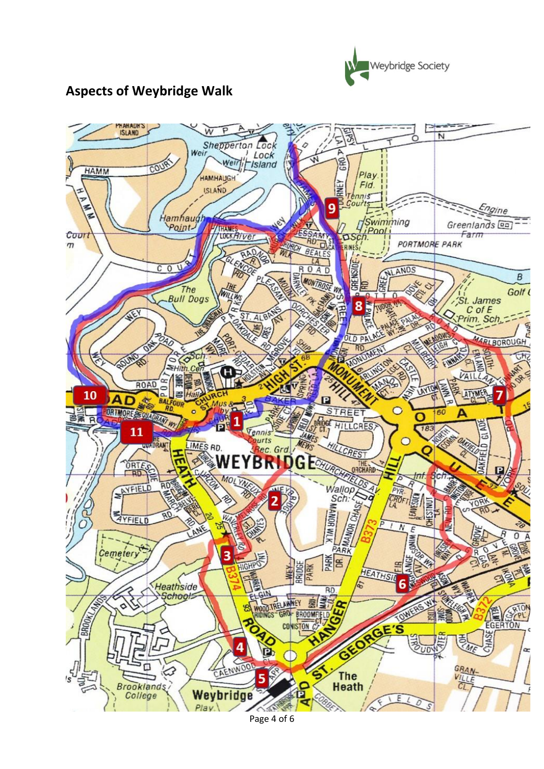# Aspects of Weybridge Walk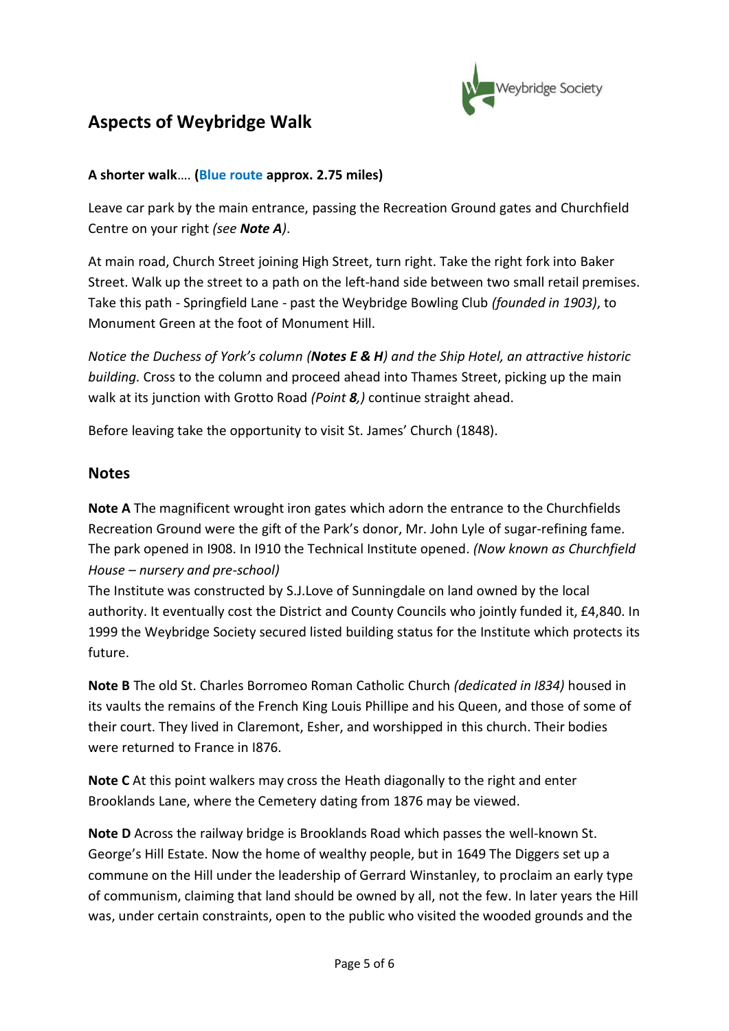# Aspects of Weybridge Walk

**A shorter walk…. (Blue route approx. 2.75 miles)**

Leave car park by the main entrance, passing the Recreation Ground gates and Churchfield Centre on your right *(see **Note A**)*.

At main road, Church Street joining High Street, turn right. Take the right fork into Baker Street. Walk up the street to a path on the left-hand side between two small retail premises. Take this path - Springfield Lane - past the Weybridge Bowling Club *(founded in 1903)*, to Monument Green at the foot of Monument Hill.

*Notice the Duchess of York's column (**Notes E & H**) and the Ship Hotel, an attractive historic building.* Cross to the column and proceed ahead into Thames Street, picking up the main walk at its junction with Grotto Road *(Point **8**,)* continue straight ahead.

Before leaving take the opportunity to visit St. James' Church (1848).

## Notes

**Note A** The magnificent wrought iron gates which adorn the entrance to the Churchfields Recreation Ground were the gift of the Park's donor, Mr. John Lyle of sugar-refining fame. The park opened in I908. In I910 the Technical Institute opened. *(Now known as Churchfield House – nursery and pre-school)*
The Institute was constructed by S.J.Love of Sunningdale on land owned by the local authority. It eventually cost the District and County Councils who jointly funded it, £4,840. In 1999 the Weybridge Society secured listed building status for the Institute which protects its future.

**Note B** The old St. Charles Borromeo Roman Catholic Church *(dedicated in I834)* housed in its vaults the remains of the French King Louis Phillipe and his Queen, and those of some of their court. They lived in Claremont, Esher, and worshipped in this church. Their bodies were returned to France in I876.

**Note C** At this point walkers may cross the Heath diagonally to the right and enter Brooklands Lane, where the Cemetery dating from 1876 may be viewed.

**Note D** Across the railway bridge is Brooklands Road which passes the well-known St. George's Hill Estate. Now the home of wealthy people, but in 1649 The Diggers set up a commune on the Hill under the leadership of Gerrard Winstanley, to proclaim an early type of communism, claiming that land should be owned by all, not the few. In later years the Hill was, under certain constraints, open to the public who visited the wooded grounds and the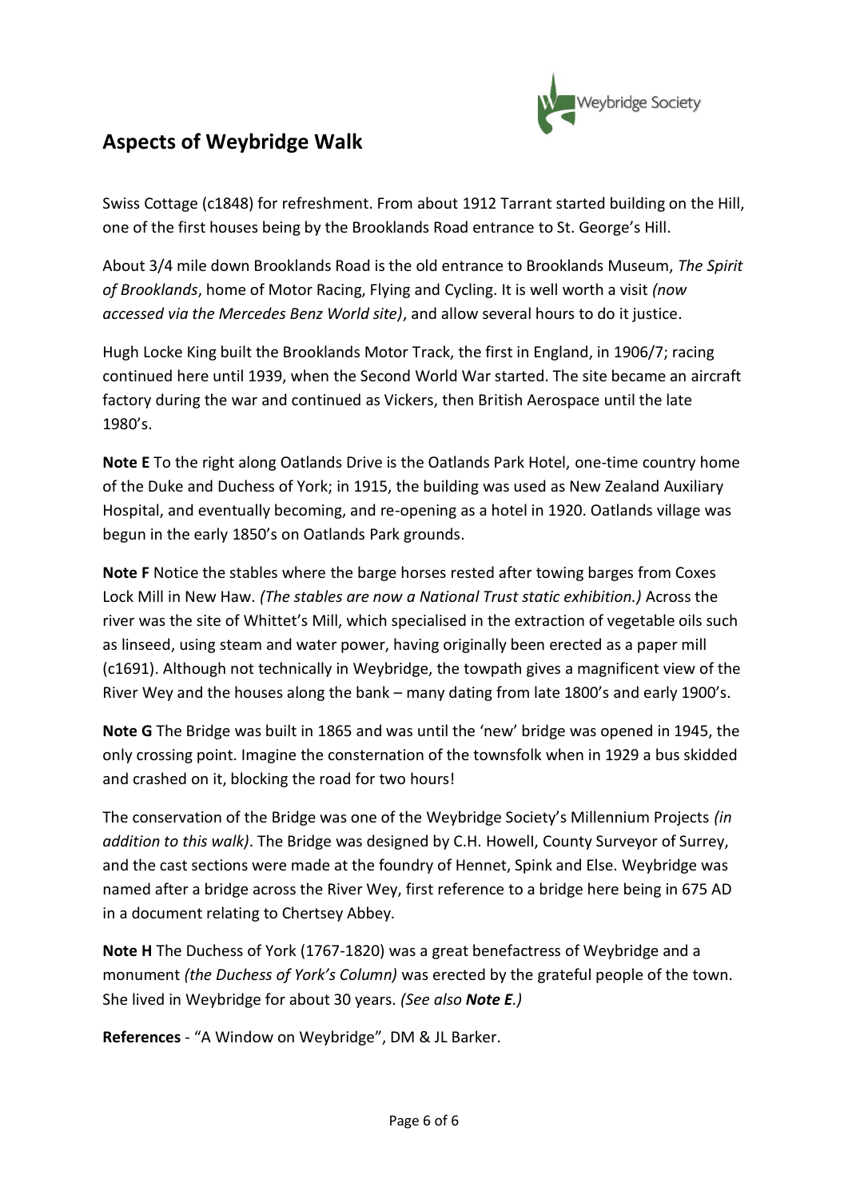# Aspects of Weybridge Walk

Swiss Cottage (c1848) for refreshment. From about 1912 Tarrant started building on the Hill, one of the first houses being by the Brooklands Road entrance to St. George's Hill.

About 3/4 mile down Brooklands Road is the old entrance to Brooklands Museum, *The Spirit of Brooklands*, home of Motor Racing, Flying and Cycling. It is well worth a visit *(now accessed via the Mercedes Benz World site)*, and allow several hours to do it justice.

Hugh Locke King built the Brooklands Motor Track, the first in England, in 1906/7; racing continued here until 1939, when the Second World War started. The site became an aircraft factory during the war and continued as Vickers, then British Aerospace until the late 1980's.

**Note E** To the right along Oatlands Drive is the Oatlands Park Hotel, one-time country home of the Duke and Duchess of York; in 1915, the building was used as New Zealand Auxiliary Hospital, and eventually becoming, and re-opening as a hotel in 1920. Oatlands village was begun in the early 1850's on Oatlands Park grounds.

**Note F** Notice the stables where the barge horses rested after towing barges from Coxes Lock Mill in New Haw. *(The stables are now a National Trust static exhibition.)* Across the river was the site of Whittet's Mill, which specialised in the extraction of vegetable oils such as linseed, using steam and water power, having originally been erected as a paper mill (c1691). Although not technically in Weybridge, the towpath gives a magnificent view of the River Wey and the houses along the bank – many dating from late 1800's and early 1900's.

**Note G** The Bridge was built in 1865 and was until the 'new' bridge was opened in 1945, the only crossing point. Imagine the consternation of the townsfolk when in 1929 a bus skidded and crashed on it, blocking the road for two hours!

The conservation of the Bridge was one of the Weybridge Society's Millennium Projects *(in addition to this walk)*. The Bridge was designed by C.H. Howell, County Surveyor of Surrey, and the cast sections were made at the foundry of Hennet, Spink and Else. Weybridge was named after a bridge across the River Wey, first reference to a bridge here being in 675 AD in a document relating to Chertsey Abbey.

**Note H** The Duchess of York (1767-1820) was a great benefactress of Weybridge and a monument *(the Duchess of York's Column)* was erected by the grateful people of the town. She lived in Weybridge for about 30 years. *(See also **Note E**.)*

**References** - "A Window on Weybridge", DM & JL Barker.